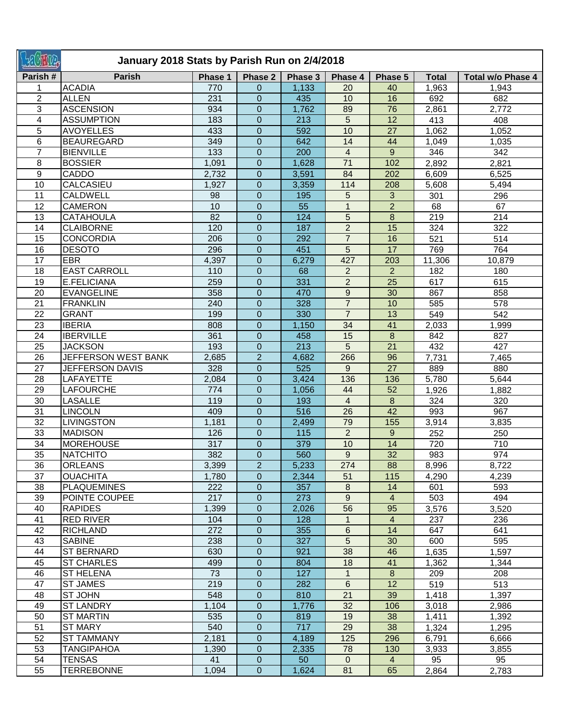## January 2018 Stats by Parish Run on 2/4/2018

| Parish # | Parish | Phase 1 | Phase 2 | Phase 3 | Phase 4 | Phase 5 | Total | Total w/o Phase 4 |
|---|---|---|---|---|---|---|---|---|
| 1 | ACADIA | 770 | 0 | 1,133 | 20 | 40 | 1,963 | 1,943 |
| 2 | ALLEN | 231 | 0 | 435 | 10 | 16 | 692 | 682 |
| 3 | ASCENSION | 934 | 0 | 1,762 | 89 | 76 | 2,861 | 2,772 |
| 4 | ASSUMPTION | 183 | 0 | 213 | 5 | 12 | 413 | 408 |
| 5 | AVOYELLES | 433 | 0 | 592 | 10 | 27 | 1,062 | 1,052 |
| 6 | BEAUREGARD | 349 | 0 | 642 | 14 | 44 | 1,049 | 1,035 |
| 7 | BIENVILLE | 133 | 0 | 200 | 4 | 9 | 346 | 342 |
| 8 | BOSSIER | 1,091 | 0 | 1,628 | 71 | 102 | 2,892 | 2,821 |
| 9 | CADDO | 2,732 | 0 | 3,591 | 84 | 202 | 6,609 | 6,525 |
| 10 | CALCASIEU | 1,927 | 0 | 3,359 | 114 | 208 | 5,608 | 5,494 |
| 11 | CALDWELL | 98 | 0 | 195 | 5 | 3 | 301 | 296 |
| 12 | CAMERON | 10 | 0 | 55 | 1 | 2 | 68 | 67 |
| 13 | CATAHOULA | 82 | 0 | 124 | 5 | 8 | 219 | 214 |
| 14 | CLAIBORNE | 120 | 0 | 187 | 2 | 15 | 324 | 322 |
| 15 | CONCORDIA | 206 | 0 | 292 | 7 | 16 | 521 | 514 |
| 16 | DESOTO | 296 | 0 | 451 | 5 | 17 | 769 | 764 |
| 17 | EBR | 4,397 | 0 | 6,279 | 427 | 203 | 11,306 | 10,879 |
| 18 | EAST CARROLL | 110 | 0 | 68 | 2 | 2 | 182 | 180 |
| 19 | E.FELICIANA | 259 | 0 | 331 | 2 | 25 | 617 | 615 |
| 20 | EVANGELINE | 358 | 0 | 470 | 9 | 30 | 867 | 858 |
| 21 | FRANKLIN | 240 | 0 | 328 | 7 | 10 | 585 | 578 |
| 22 | GRANT | 199 | 0 | 330 | 7 | 13 | 549 | 542 |
| 23 | IBERIA | 808 | 0 | 1,150 | 34 | 41 | 2,033 | 1,999 |
| 24 | IBERVILLE | 361 | 0 | 458 | 15 | 8 | 842 | 827 |
| 25 | JACKSON | 193 | 0 | 213 | 5 | 21 | 432 | 427 |
| 26 | JEFFERSON WEST BANK | 2,685 | 2 | 4,682 | 266 | 96 | 7,731 | 7,465 |
| 27 | JEFFERSON DAVIS | 328 | 0 | 525 | 9 | 27 | 889 | 880 |
| 28 | LAFAYETTE | 2,084 | 0 | 3,424 | 136 | 136 | 5,780 | 5,644 |
| 29 | LAFOURCHE | 774 | 0 | 1,056 | 44 | 52 | 1,926 | 1,882 |
| 30 | LASALLE | 119 | 0 | 193 | 4 | 8 | 324 | 320 |
| 31 | LINCOLN | 409 | 0 | 516 | 26 | 42 | 993 | 967 |
| 32 | LIVINGSTON | 1,181 | 0 | 2,499 | 79 | 155 | 3,914 | 3,835 |
| 33 | MADISON | 126 | 0 | 115 | 2 | 9 | 252 | 250 |
| 34 | MOREHOUSE | 317 | 0 | 379 | 10 | 14 | 720 | 710 |
| 35 | NATCHITO | 382 | 0 | 560 | 9 | 32 | 983 | 974 |
| 36 | ORLEANS | 3,399 | 2 | 5,233 | 274 | 88 | 8,996 | 8,722 |
| 37 | OUACHITA | 1,780 | 0 | 2,344 | 51 | 115 | 4,290 | 4,239 |
| 38 | PLAQUEMINES | 222 | 0 | 357 | 8 | 14 | 601 | 593 |
| 39 | POINTE COUPEE | 217 | 0 | 273 | 9 | 4 | 503 | 494 |
| 40 | RAPIDES | 1,399 | 0 | 2,026 | 56 | 95 | 3,576 | 3,520 |
| 41 | RED RIVER | 104 | 0 | 128 | 1 | 4 | 237 | 236 |
| 42 | RICHLAND | 272 | 0 | 355 | 6 | 14 | 647 | 641 |
| 43 | SABINE | 238 | 0 | 327 | 5 | 30 | 600 | 595 |
| 44 | ST BERNARD | 630 | 0 | 921 | 38 | 46 | 1,635 | 1,597 |
| 45 | ST CHARLES | 499 | 0 | 804 | 18 | 41 | 1,362 | 1,344 |
| 46 | ST HELENA | 73 | 0 | 127 | 1 | 8 | 209 | 208 |
| 47 | ST JAMES | 219 | 0 | 282 | 6 | 12 | 519 | 513 |
| 48 | ST JOHN | 548 | 0 | 810 | 21 | 39 | 1,418 | 1,397 |
| 49 | ST LANDRY | 1,104 | 0 | 1,776 | 32 | 106 | 3,018 | 2,986 |
| 50 | ST MARTIN | 535 | 0 | 819 | 19 | 38 | 1,411 | 1,392 |
| 51 | ST MARY | 540 | 0 | 717 | 29 | 38 | 1,324 | 1,295 |
| 52 | ST TAMMANY | 2,181 | 0 | 4,189 | 125 | 296 | 6,791 | 6,666 |
| 53 | TANGIPAHOA | 1,390 | 0 | 2,335 | 78 | 130 | 3,933 | 3,855 |
| 54 | TENSAS | 41 | 0 | 50 | 0 | 4 | 95 | 95 |
| 55 | TERREBONNE | 1,094 | 0 | 1,624 | 81 | 65 | 2,864 | 2,783 |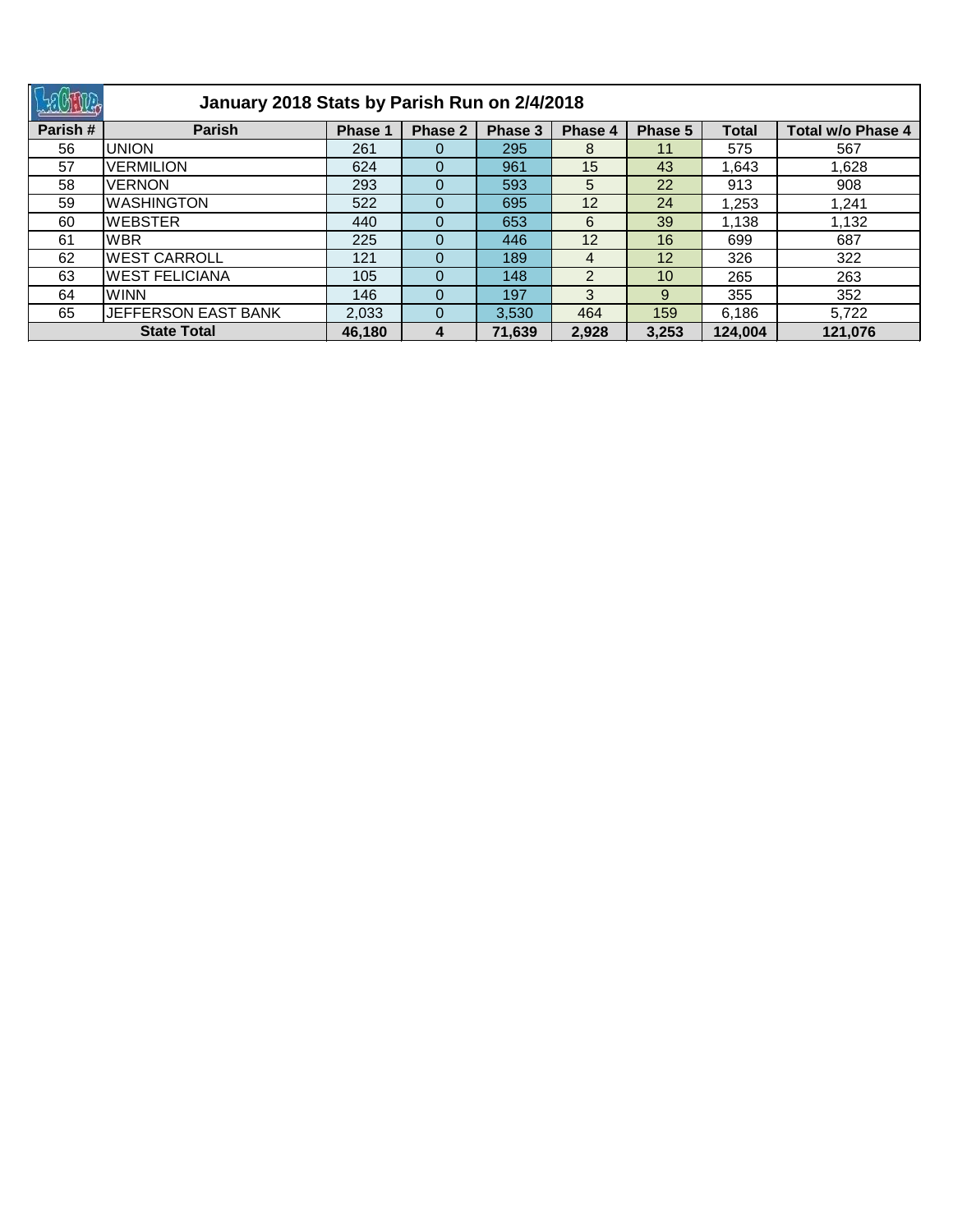## January 2018 Stats by Parish Run on 2/4/2018

| Parish # | Parish | Phase 1 | Phase 2 | Phase 3 | Phase 4 | Phase 5 | Total | Total w/o Phase 4 |
|---|---|---|---|---|---|---|---|---|
| 56 | UNION | 261 | 0 | 295 | 8 | 11 | 575 | 567 |
| 57 | VERMILION | 624 | 0 | 961 | 15 | 43 | 1,643 | 1,628 |
| 58 | VERNON | 293 | 0 | 593 | 5 | 22 | 913 | 908 |
| 59 | WASHINGTON | 522 | 0 | 695 | 12 | 24 | 1,253 | 1,241 |
| 60 | WEBSTER | 440 | 0 | 653 | 6 | 39 | 1,138 | 1,132 |
| 61 | WBR | 225 | 0 | 446 | 12 | 16 | 699 | 687 |
| 62 | WEST CARROLL | 121 | 0 | 189 | 4 | 12 | 326 | 322 |
| 63 | WEST FELICIANA | 105 | 0 | 148 | 2 | 10 | 265 | 263 |
| 64 | WINN | 146 | 0 | 197 | 3 | 9 | 355 | 352 |
| 65 | JEFFERSON EAST BANK | 2,033 | 0 | 3,530 | 464 | 159 | 6,186 | 5,722 |
| **State Total** | | **46,180** | **4** | **71,639** | **2,928** | **3,253** | **124,004** | **121,076** |